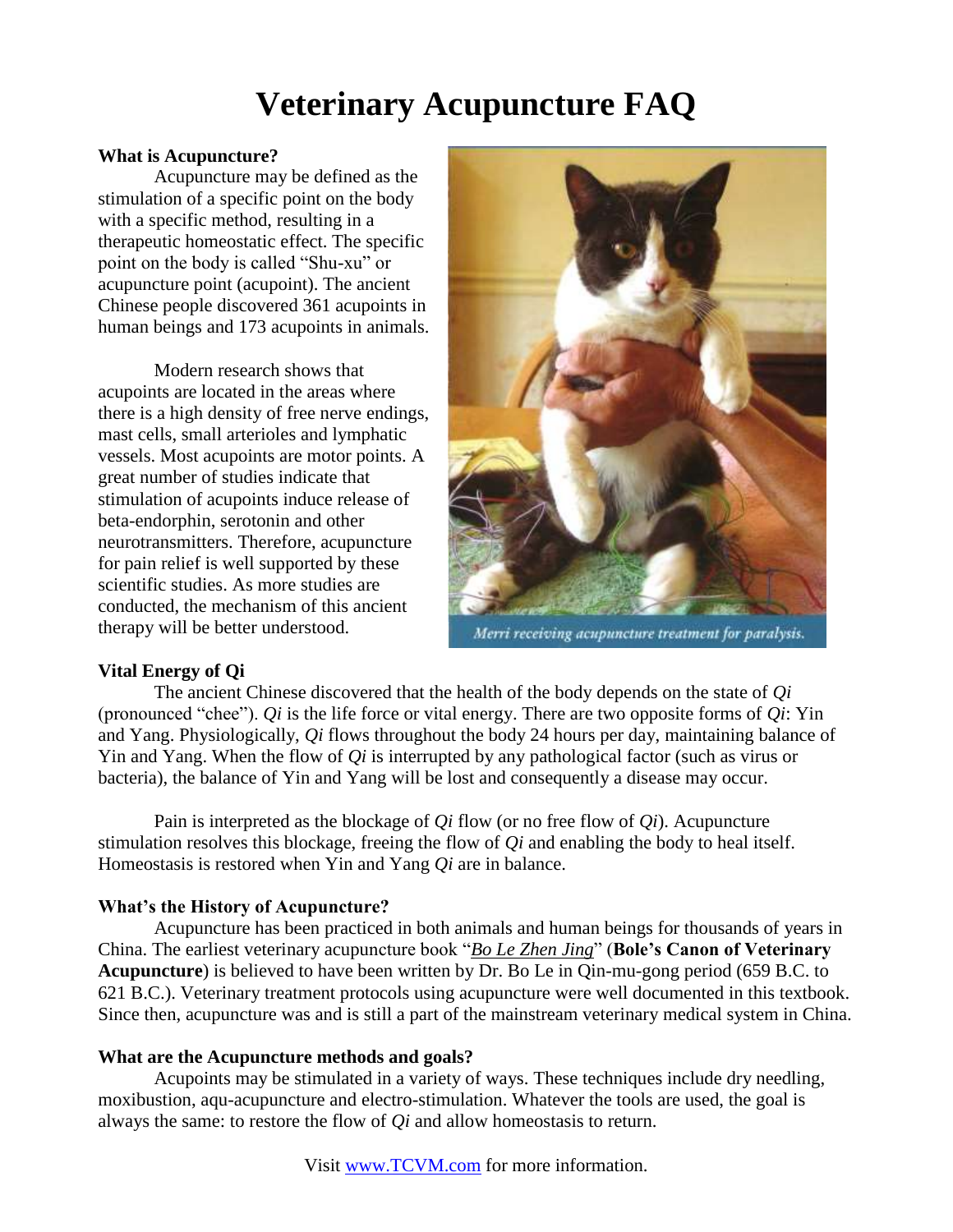# Veterinary Acupuncture FAQ

**What is Acupuncture?**

Acupuncture may be defined as the stimulation of a specific point on the body with a specific method, resulting in a therapeutic homeostatic effect. The specific point on the body is called "Shu-xu" or acupuncture point (acupoint). The ancient Chinese people discovered 361 acupoints in human beings and 173 acupoints in animals.

Modern research shows that acupoints are located in the areas where there is a high density of free nerve endings, mast cells, small arterioles and lymphatic vessels. Most acupoints are motor points. A great number of studies indicate that stimulation of acupoints induce release of beta-endorphin, serotonin and other neurotransmitters. Therefore, acupuncture for pain relief is well supported by these scientific studies. As more studies are conducted, the mechanism of this ancient therapy will be better understood.

*Merri receiving acupuncture treatment for paralysis.*

**Vital Energy of Qi**

The ancient Chinese discovered that the health of the body depends on the state of *Qi* (pronounced "chee"). *Qi* is the life force or vital energy. There are two opposite forms of *Qi*: Yin and Yang. Physiologically, *Qi* flows throughout the body 24 hours per day, maintaining balance of Yin and Yang. When the flow of *Qi* is interrupted by any pathological factor (such as virus or bacteria), the balance of Yin and Yang will be lost and consequently a disease may occur.

Pain is interpreted as the blockage of *Qi* flow (or no free flow of *Qi*). Acupuncture stimulation resolves this blockage, freeing the flow of *Qi* and enabling the body to heal itself. Homeostasis is restored when Yin and Yang *Qi* are in balance.

**What's the History of Acupuncture?**

Acupuncture has been practiced in both animals and human beings for thousands of years in China. The earliest veterinary acupuncture book "*Bo Le Zhen Jing*" (**Bole's Canon of Veterinary Acupuncture**) is believed to have been written by Dr. Bo Le in Qin-mu-gong period (659 B.C. to 621 B.C.). Veterinary treatment protocols using acupuncture were well documented in this textbook. Since then, acupuncture was and is still a part of the mainstream veterinary medical system in China.

**What are the Acupuncture methods and goals?**

Acupoints may be stimulated in a variety of ways. These techniques include dry needling, moxibustion, aqu-acupuncture and electro-stimulation. Whatever the tools are used, the goal is always the same: to restore the flow of *Qi* and allow homeostasis to return.

Visit www.TCVM.com for more information.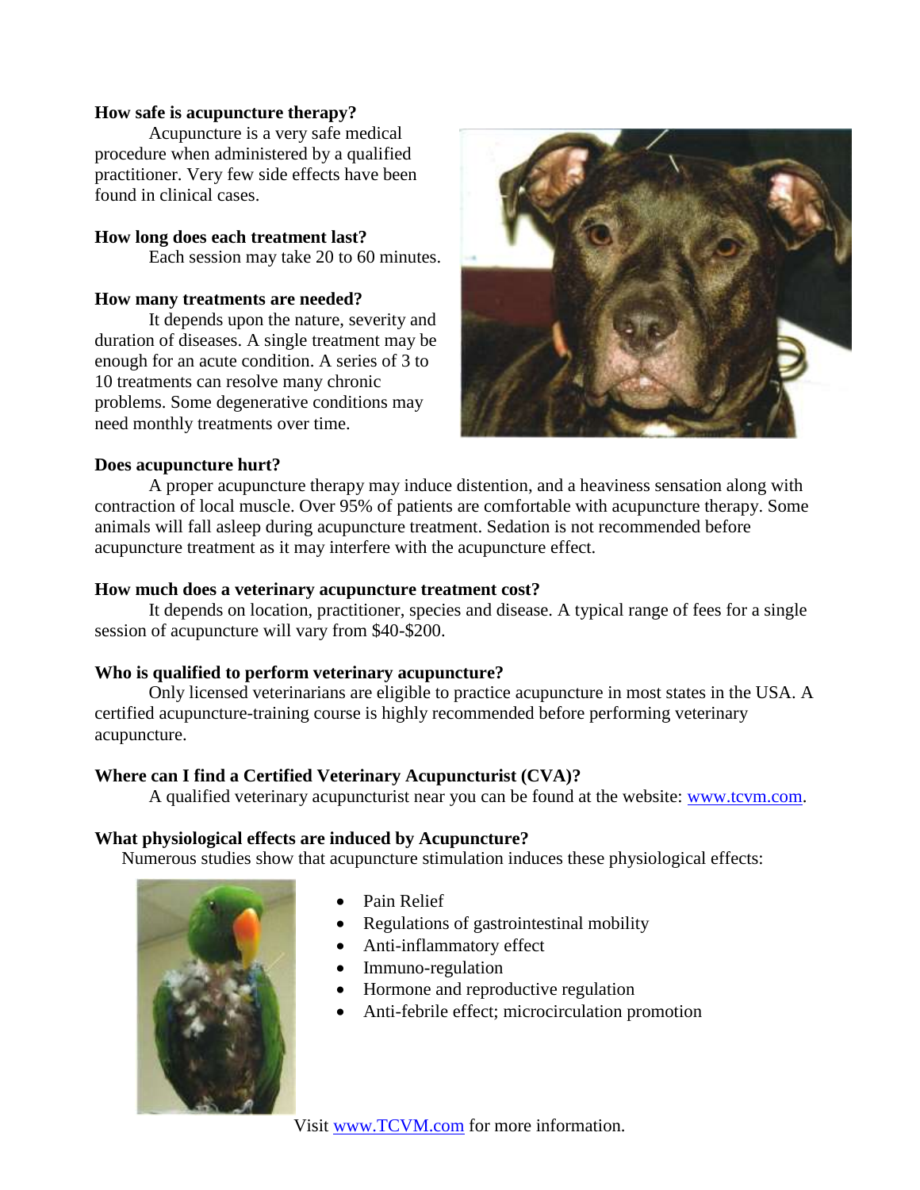**How safe is acupuncture therapy?**

Acupuncture is a very safe medical procedure when administered by a qualified practitioner. Very few side effects have been found in clinical cases.

**How long does each treatment last?**

Each session may take 20 to 60 minutes.

**How many treatments are needed?**

It depends upon the nature, severity and duration of diseases. A single treatment may be enough for an acute condition. A series of 3 to 10 treatments can resolve many chronic problems. Some degenerative conditions may need monthly treatments over time.

**Does acupuncture hurt?**

A proper acupuncture therapy may induce distention, and a heaviness sensation along with contraction of local muscle. Over 95% of patients are comfortable with acupuncture therapy. Some animals will fall asleep during acupuncture treatment. Sedation is not recommended before acupuncture treatment as it may interfere with the acupuncture effect.

**How much does a veterinary acupuncture treatment cost?**

It depends on location, practitioner, species and disease. A typical range of fees for a single session of acupuncture will vary from $40-$200.

**Who is qualified to perform veterinary acupuncture?**

Only licensed veterinarians are eligible to practice acupuncture in most states in the USA. A certified acupuncture-training course is highly recommended before performing veterinary acupuncture.

**Where can I find a Certified Veterinary Acupuncturist (CVA)?**

A qualified veterinary acupuncturist near you can be found at the website: www.tcvm.com.

**What physiological effects are induced by Acupuncture?**

Numerous studies show that acupuncture stimulation induces these physiological effects:

- Pain Relief
- Regulations of gastrointestinal mobility
- Anti-inflammatory effect
- Immuno-regulation
- Hormone and reproductive regulation
- Anti-febrile effect; microcirculation promotion

Visit www.TCVM.com for more information.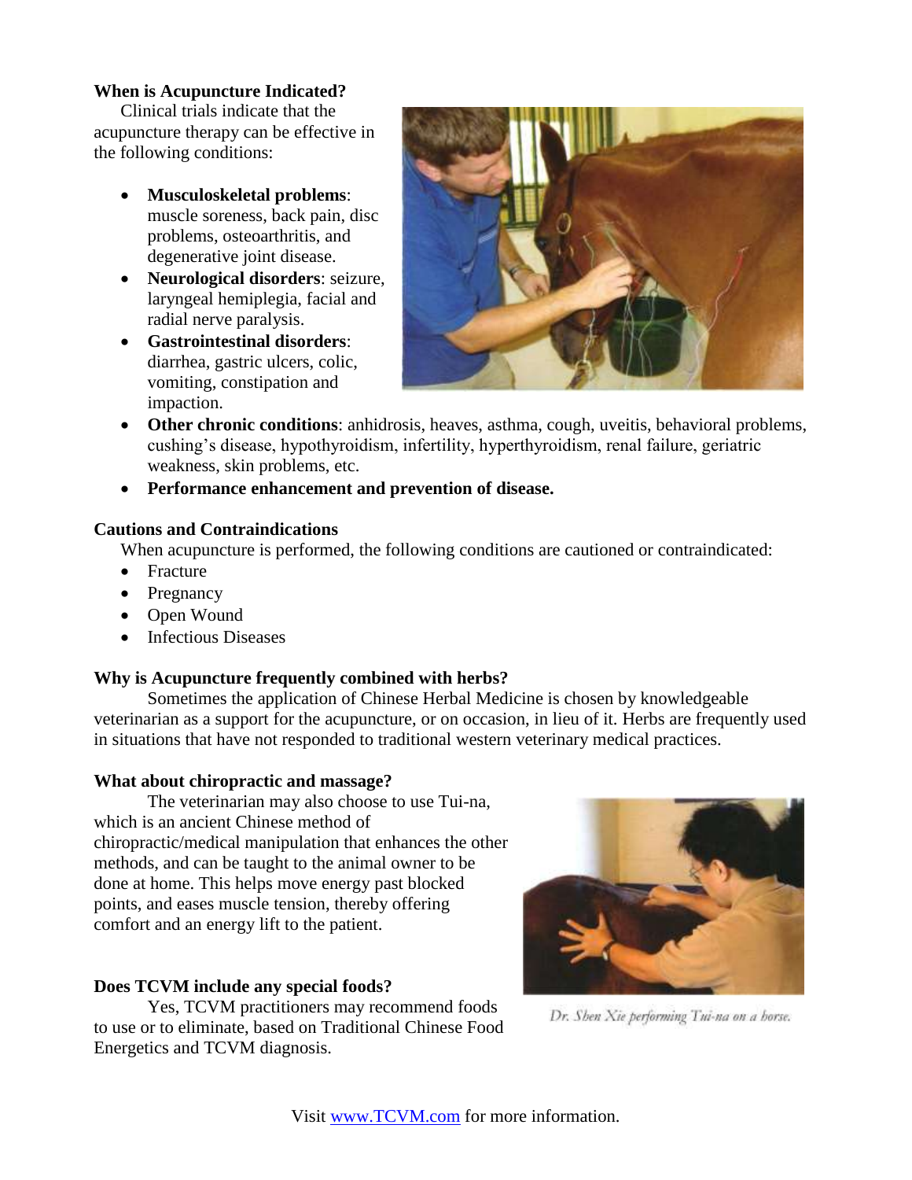**When is Acupuncture Indicated?**

Clinical trials indicate that the acupuncture therapy can be effective in the following conditions:

- **Musculoskeletal problems**: muscle soreness, back pain, disc problems, osteoarthritis, and degenerative joint disease.
- **Neurological disorders**: seizure, laryngeal hemiplegia, facial and radial nerve paralysis.
- **Gastrointestinal disorders**: diarrhea, gastric ulcers, colic, vomiting, constipation and impaction.
- **Other chronic conditions**: anhidrosis, heaves, asthma, cough, uveitis, behavioral problems, cushing's disease, hypothyroidism, infertility, hyperthyroidism, renal failure, geriatric weakness, skin problems, etc.
- **Performance enhancement and prevention of disease.**

**Cautions and Contraindications**

When acupuncture is performed, the following conditions are cautioned or contraindicated:

- Fracture
- Pregnancy
- Open Wound
- Infectious Diseases

**Why is Acupuncture frequently combined with herbs?**

Sometimes the application of Chinese Herbal Medicine is chosen by knowledgeable veterinarian as a support for the acupuncture, or on occasion, in lieu of it. Herbs are frequently used in situations that have not responded to traditional western veterinary medical practices.

**What about chiropractic and massage?**

The veterinarian may also choose to use Tui-na, which is an ancient Chinese method of chiropractic/medical manipulation that enhances the other methods, and can be taught to the animal owner to be done at home. This helps move energy past blocked points, and eases muscle tension, thereby offering comfort and an energy lift to the patient.

*Dr. Shen Xie performing Tui-na on a horse.*

**Does TCVM include any special foods?**

Yes, TCVM practitioners may recommend foods to use or to eliminate, based on Traditional Chinese Food Energetics and TCVM diagnosis.

Visit [www.TCVM.com](http://www.TCVM.com) for more information.